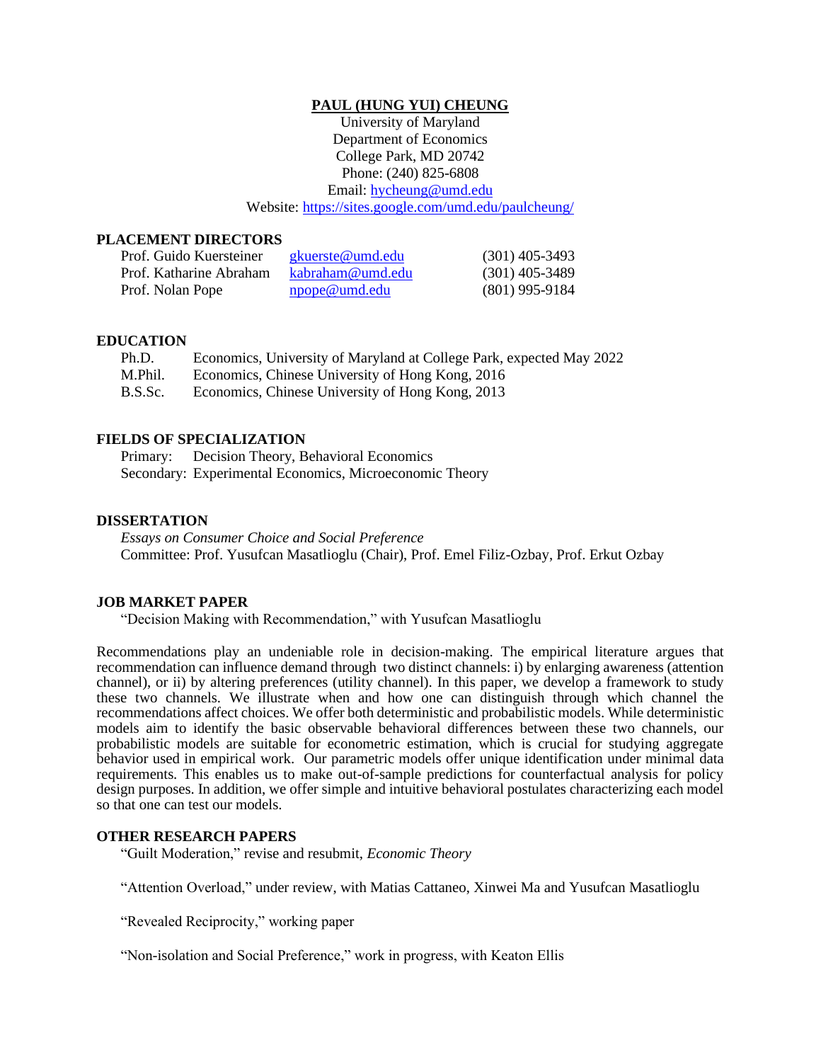# PAUL (HUNG YUI) CHEUNG

University of Maryland
Department of Economics
College Park, MD 20742
Phone: (240) 825-6808
Email: hycheung@umd.edu
Website: https://sites.google.com/umd.edu/paulcheung/

## PLACEMENT DIRECTORS

| | | |
|---|---|---|
| Prof. Guido Kuersteiner | gkuerste@umd.edu | (301) 405-3493 |
| Prof. Katharine Abraham | kabraham@umd.edu | (301) 405-3489 |
| Prof. Nolan Pope | npope@umd.edu | (801) 995-9184 |

## EDUCATION

| | |
|---|---|
| Ph.D. | Economics, University of Maryland at College Park, expected May 2022 |
| M.Phil. | Economics, Chinese University of Hong Kong, 2016 |
| B.S.Sc. | Economics, Chinese University of Hong Kong, 2013 |

## FIELDS OF SPECIALIZATION

Primary: Decision Theory, Behavioral Economics
Secondary: Experimental Economics, Microeconomic Theory

## DISSERTATION

*Essays on Consumer Choice and Social Preference*
Committee: Prof. Yusufcan Masatlioglu (Chair), Prof. Emel Filiz-Ozbay, Prof. Erkut Ozbay

## JOB MARKET PAPER

"Decision Making with Recommendation," with Yusufcan Masatlioglu

Recommendations play an undeniable role in decision-making. The empirical literature argues that recommendation can influence demand through two distinct channels: i) by enlarging awareness (attention channel), or ii) by altering preferences (utility channel). In this paper, we develop a framework to study these two channels. We illustrate when and how one can distinguish through which channel the recommendations affect choices. We offer both deterministic and probabilistic models. While deterministic models aim to identify the basic observable behavioral differences between these two channels, our probabilistic models are suitable for econometric estimation, which is crucial for studying aggregate behavior used in empirical work. Our parametric models offer unique identification under minimal data requirements. This enables us to make out-of-sample predictions for counterfactual analysis for policy design purposes. In addition, we offer simple and intuitive behavioral postulates characterizing each model so that one can test our models.

## OTHER RESEARCH PAPERS

"Guilt Moderation," revise and resubmit, *Economic Theory*

"Attention Overload," under review, with Matias Cattaneo, Xinwei Ma and Yusufcan Masatlioglu

"Revealed Reciprocity," working paper

"Non-isolation and Social Preference," work in progress, with Keaton Ellis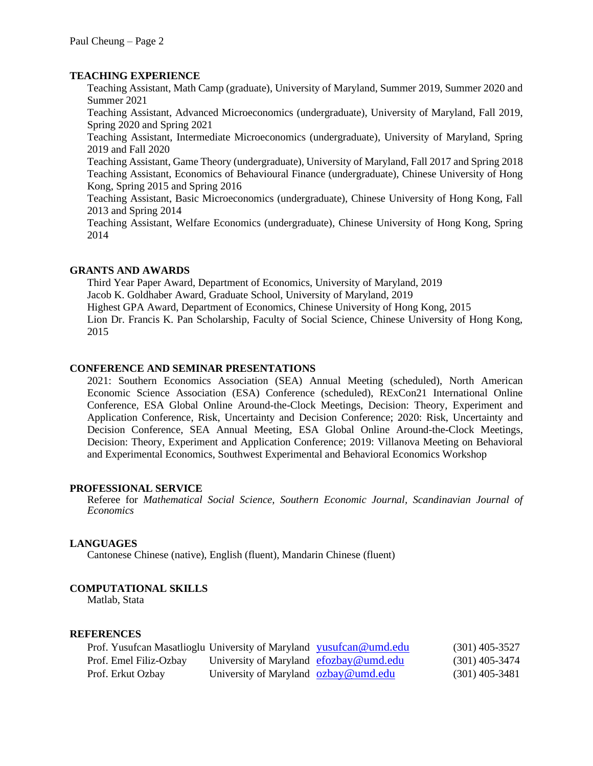## TEACHING EXPERIENCE

Teaching Assistant, Math Camp (graduate), University of Maryland, Summer 2019, Summer 2020 and Summer 2021

Teaching Assistant, Advanced Microeconomics (undergraduate), University of Maryland, Fall 2019, Spring 2020 and Spring 2021

Teaching Assistant, Intermediate Microeconomics (undergraduate), University of Maryland, Spring 2019 and Fall 2020

Teaching Assistant, Game Theory (undergraduate), University of Maryland, Fall 2017 and Spring 2018

Teaching Assistant, Economics of Behavioural Finance (undergraduate), Chinese University of Hong Kong, Spring 2015 and Spring 2016

Teaching Assistant, Basic Microeconomics (undergraduate), Chinese University of Hong Kong, Fall 2013 and Spring 2014

Teaching Assistant, Welfare Economics (undergraduate), Chinese University of Hong Kong, Spring 2014

## GRANTS AND AWARDS

Third Year Paper Award, Department of Economics, University of Maryland, 2019

Jacob K. Goldhaber Award, Graduate School, University of Maryland, 2019

Highest GPA Award, Department of Economics, Chinese University of Hong Kong, 2015

Lion Dr. Francis K. Pan Scholarship, Faculty of Social Science, Chinese University of Hong Kong, 2015

## CONFERENCE AND SEMINAR PRESENTATIONS

2021: Southern Economics Association (SEA) Annual Meeting (scheduled), North American Economic Science Association (ESA) Conference (scheduled), RExCon21 International Online Conference, ESA Global Online Around-the-Clock Meetings, Decision: Theory, Experiment and Application Conference, Risk, Uncertainty and Decision Conference; 2020: Risk, Uncertainty and Decision Conference, SEA Annual Meeting, ESA Global Online Around-the-Clock Meetings, Decision: Theory, Experiment and Application Conference; 2019: Villanova Meeting on Behavioral and Experimental Economics, Southwest Experimental and Behavioral Economics Workshop

## PROFESSIONAL SERVICE

Referee for *Mathematical Social Science, Southern Economic Journal, Scandinavian Journal of Economics*

## LANGUAGES

Cantonese Chinese (native), English (fluent), Mandarin Chinese (fluent)

## COMPUTATIONAL SKILLS

Matlab, Stata

## REFERENCES

| | | | |
|---|---|---|---|
| Prof. Yusufcan Masatlioglu | University of Maryland | yusufcan@umd.edu | (301) 405-3527 |
| Prof. Emel Filiz-Ozbay | University of Maryland | efozbay@umd.edu | (301) 405-3474 |
| Prof. Erkut Ozbay | University of Maryland | ozbay@umd.edu | (301) 405-3481 |